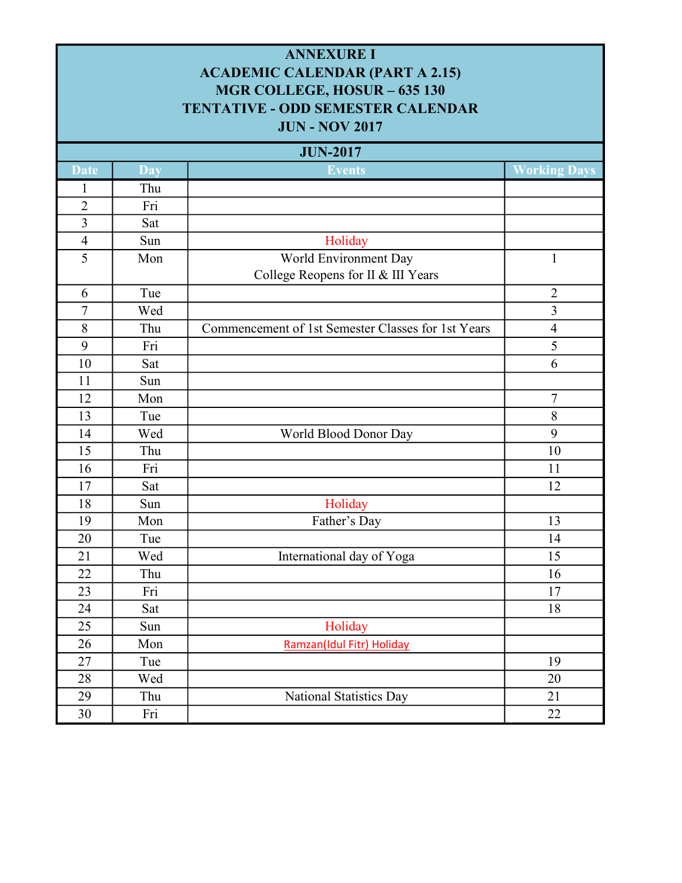# ANNEXURE I
## ACADEMIC CALENDAR (PART A 2.15)
## MGR COLLEGE, HOSUR – 635 130
## TENTATIVE - ODD SEMESTER CALENDAR
## JUN - NOV 2017

### JUN-2017

| Date | Day | Events | Working Days |
|---|---|---|---|
| 1 | Thu | | |
| 2 | Fri | | |
| 3 | Sat | | |
| 4 | Sun | Holiday | |
| 5 | Mon | World Environment Day<br>College Reopens for II & III Years | 1 |
| 6 | Tue | | 2 |
| 7 | Wed | | 3 |
| 8 | Thu | Commencement of 1st Semester Classes for 1st Years | 4 |
| 9 | Fri | | 5 |
| 10 | Sat | | 6 |
| 11 | Sun | | |
| 12 | Mon | | 7 |
| 13 | Tue | | 8 |
| 14 | Wed | World Blood Donor Day | 9 |
| 15 | Thu | | 10 |
| 16 | Fri | | 11 |
| 17 | Sat | | 12 |
| 18 | Sun | Holiday | |
| 19 | Mon | Father's Day | 13 |
| 20 | Tue | | 14 |
| 21 | Wed | International day of Yoga | 15 |
| 22 | Thu | | 16 |
| 23 | Fri | | 17 |
| 24 | Sat | | 18 |
| 25 | Sun | Holiday | |
| 26 | Mon | Ramzan(Idul Fitr) Holiday | |
| 27 | Tue | | 19 |
| 28 | Wed | | 20 |
| 29 | Thu | National Statistics Day | 21 |
| 30 | Fri | | 22 |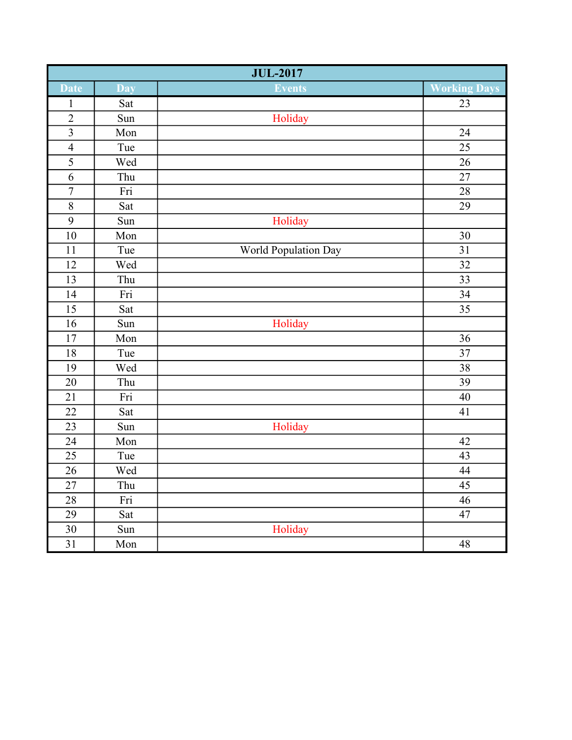| JUL-2017 | | | |
|---|---|---|---|
| Date | Day | Events | Working Days |
| 1 | Sat | | 23 |
| 2 | Sun | Holiday | |
| 3 | Mon | | 24 |
| 4 | Tue | | 25 |
| 5 | Wed | | 26 |
| 6 | Thu | | 27 |
| 7 | Fri | | 28 |
| 8 | Sat | | 29 |
| 9 | Sun | Holiday | |
| 10 | Mon | | 30 |
| 11 | Tue | World Population Day | 31 |
| 12 | Wed | | 32 |
| 13 | Thu | | 33 |
| 14 | Fri | | 34 |
| 15 | Sat | | 35 |
| 16 | Sun | Holiday | |
| 17 | Mon | | 36 |
| 18 | Tue | | 37 |
| 19 | Wed | | 38 |
| 20 | Thu | | 39 |
| 21 | Fri | | 40 |
| 22 | Sat | | 41 |
| 23 | Sun | Holiday | |
| 24 | Mon | | 42 |
| 25 | Tue | | 43 |
| 26 | Wed | | 44 |
| 27 | Thu | | 45 |
| 28 | Fri | | 46 |
| 29 | Sat | | 47 |
| 30 | Sun | Holiday | |
| 31 | Mon | | 48 |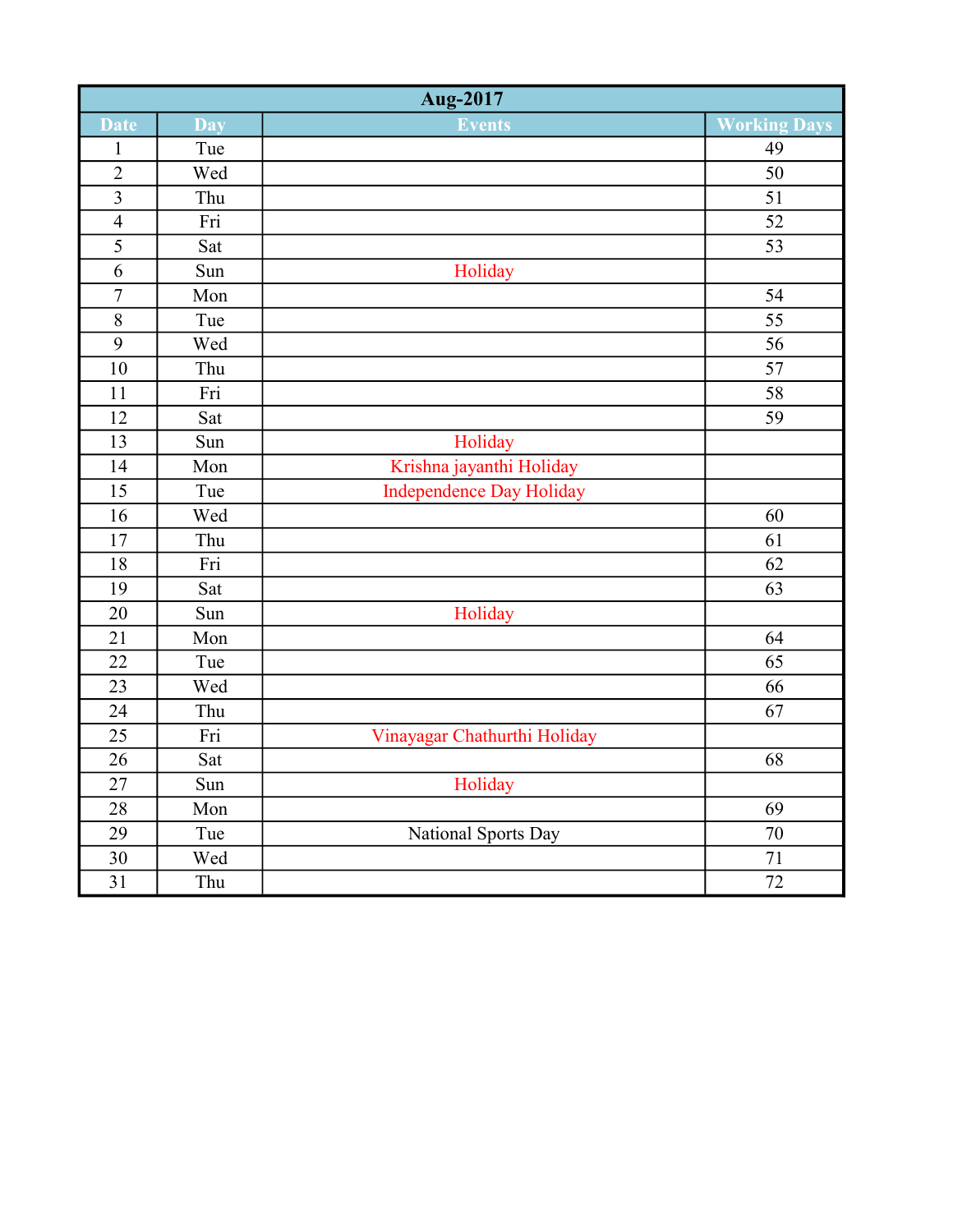| Aug-2017 | | | |
|---|---|---|---|
| **Date** | **Day** | **Events** | **Working Days** |
| 1 | Tue | | 49 |
| 2 | Wed | | 50 |
| 3 | Thu | | 51 |
| 4 | Fri | | 52 |
| 5 | Sat | | 53 |
| 6 | Sun | Holiday | |
| 7 | Mon | | 54 |
| 8 | Tue | | 55 |
| 9 | Wed | | 56 |
| 10 | Thu | | 57 |
| 11 | Fri | | 58 |
| 12 | Sat | | 59 |
| 13 | Sun | Holiday | |
| 14 | Mon | Krishna jayanthi Holiday | |
| 15 | Tue | Independence Day Holiday | |
| 16 | Wed | | 60 |
| 17 | Thu | | 61 |
| 18 | Fri | | 62 |
| 19 | Sat | | 63 |
| 20 | Sun | Holiday | |
| 21 | Mon | | 64 |
| 22 | Tue | | 65 |
| 23 | Wed | | 66 |
| 24 | Thu | | 67 |
| 25 | Fri | Vinayagar Chathurthi Holiday | |
| 26 | Sat | | 68 |
| 27 | Sun | Holiday | |
| 28 | Mon | | 69 |
| 29 | Tue | National Sports Day | 70 |
| 30 | Wed | | 71 |
| 31 | Thu | | 72 |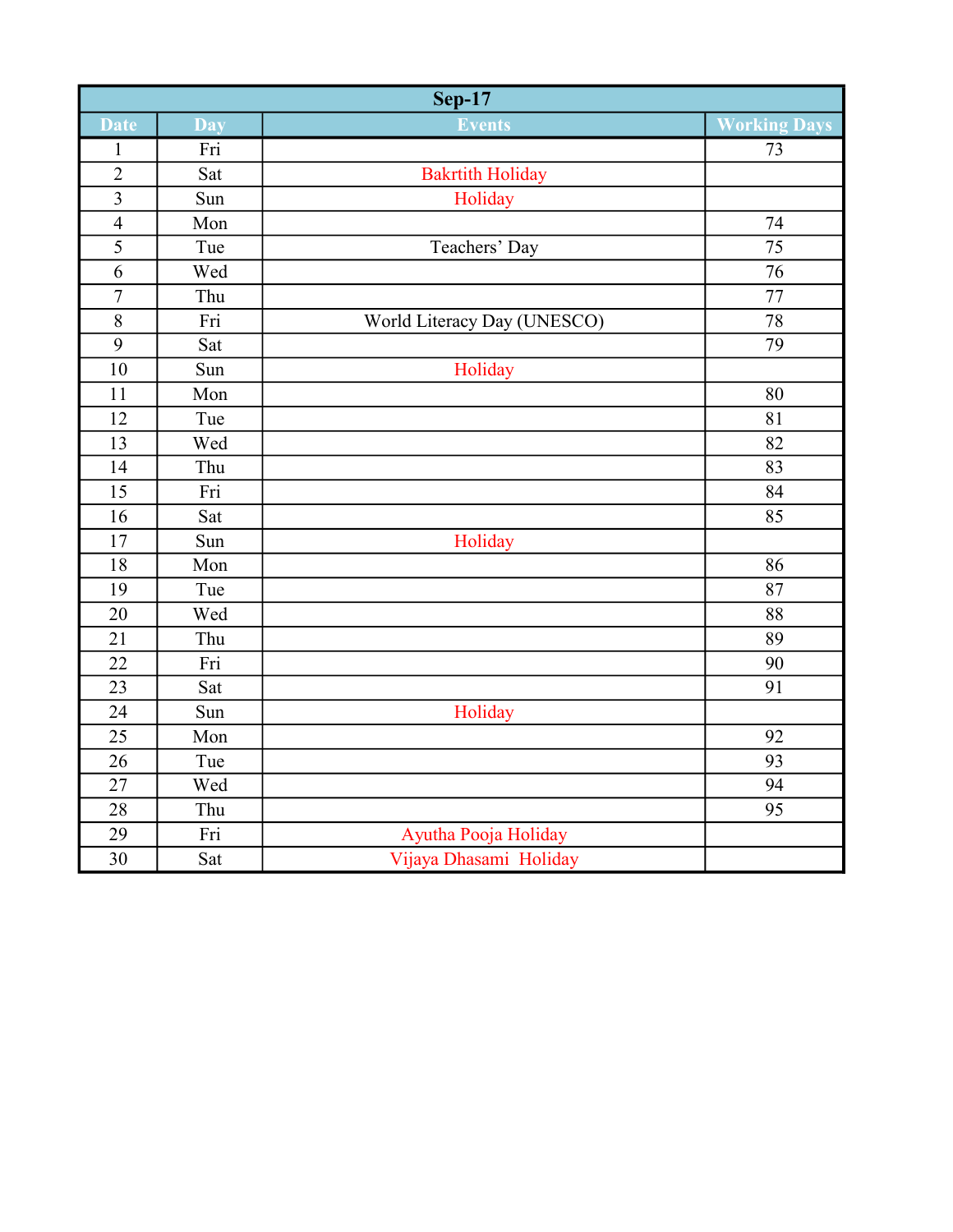| Sep-17 | | | |
|---|---|---|---|
| **Date** | **Day** | **Events** | **Working Days** |
| 1 | Fri | | 73 |
| 2 | Sat | Bakrtith Holiday | |
| 3 | Sun | Holiday | |
| 4 | Mon | | 74 |
| 5 | Tue | Teachers’ Day | 75 |
| 6 | Wed | | 76 |
| 7 | Thu | | 77 |
| 8 | Fri | World Literacy Day (UNESCO) | 78 |
| 9 | Sat | | 79 |
| 10 | Sun | Holiday | |
| 11 | Mon | | 80 |
| 12 | Tue | | 81 |
| 13 | Wed | | 82 |
| 14 | Thu | | 83 |
| 15 | Fri | | 84 |
| 16 | Sat | | 85 |
| 17 | Sun | Holiday | |
| 18 | Mon | | 86 |
| 19 | Tue | | 87 |
| 20 | Wed | | 88 |
| 21 | Thu | | 89 |
| 22 | Fri | | 90 |
| 23 | Sat | | 91 |
| 24 | Sun | Holiday | |
| 25 | Mon | | 92 |
| 26 | Tue | | 93 |
| 27 | Wed | | 94 |
| 28 | Thu | | 95 |
| 29 | Fri | Ayutha Pooja Holiday | |
| 30 | Sat | Vijaya Dhasami  Holiday | |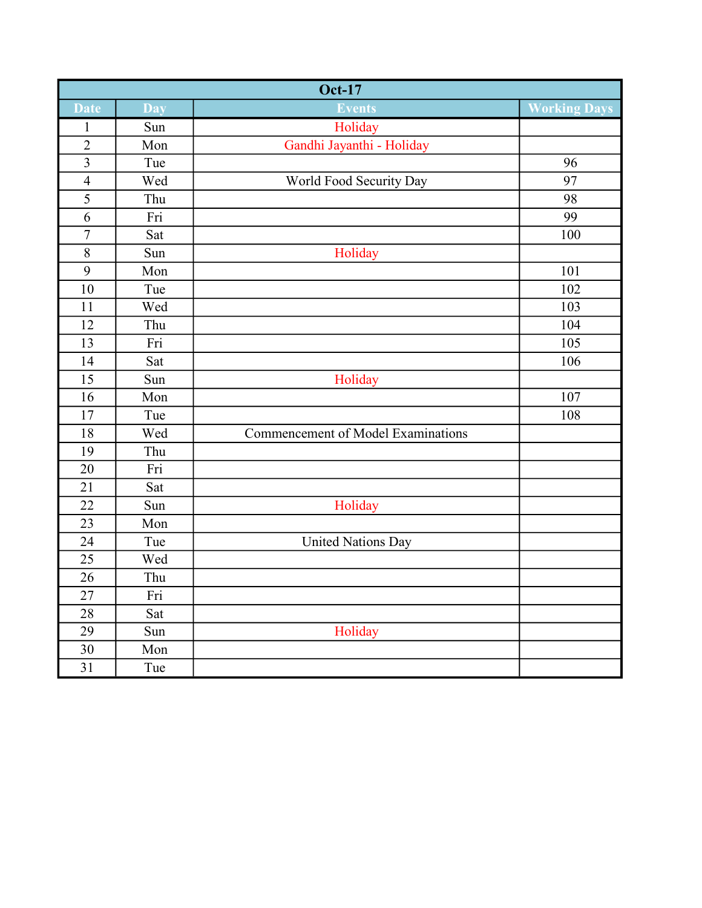| Oct-17 | | | |
|---|---|---|---|
| **Date** | **Day** | **Events** | **Working Days** |
| 1 | Sun | Holiday | |
| 2 | Mon | Gandhi Jayanthi - Holiday | |
| 3 | Tue | | 96 |
| 4 | Wed | World Food Security Day | 97 |
| 5 | Thu | | 98 |
| 6 | Fri | | 99 |
| 7 | Sat | | 100 |
| 8 | Sun | Holiday | |
| 9 | Mon | | 101 |
| 10 | Tue | | 102 |
| 11 | Wed | | 103 |
| 12 | Thu | | 104 |
| 13 | Fri | | 105 |
| 14 | Sat | | 106 |
| 15 | Sun | Holiday | |
| 16 | Mon | | 107 |
| 17 | Tue | | 108 |
| 18 | Wed | Commencement of Model Examinations | |
| 19 | Thu | | |
| 20 | Fri | | |
| 21 | Sat | | |
| 22 | Sun | Holiday | |
| 23 | Mon | | |
| 24 | Tue | United Nations Day | |
| 25 | Wed | | |
| 26 | Thu | | |
| 27 | Fri | | |
| 28 | Sat | | |
| 29 | Sun | Holiday | |
| 30 | Mon | | |
| 31 | Tue | | |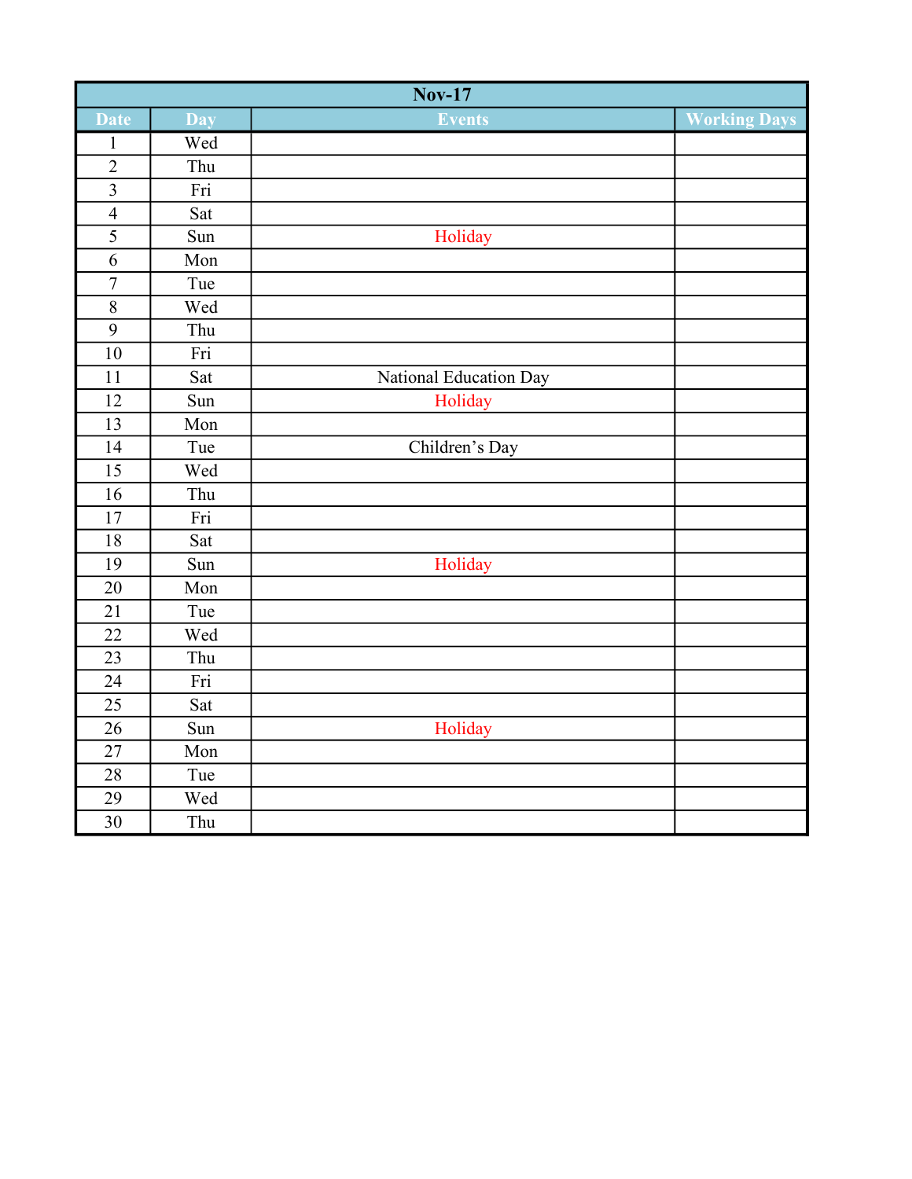| Nov-17 | | | |
|---|---|---|---|
| Date | Day | Events | Working Days |
| 1 | Wed | | |
| 2 | Thu | | |
| 3 | Fri | | |
| 4 | Sat | | |
| 5 | Sun | Holiday | |
| 6 | Mon | | |
| 7 | Tue | | |
| 8 | Wed | | |
| 9 | Thu | | |
| 10 | Fri | | |
| 11 | Sat | National Education Day | |
| 12 | Sun | Holiday | |
| 13 | Mon | | |
| 14 | Tue | Children’s Day | |
| 15 | Wed | | |
| 16 | Thu | | |
| 17 | Fri | | |
| 18 | Sat | | |
| 19 | Sun | Holiday | |
| 20 | Mon | | |
| 21 | Tue | | |
| 22 | Wed | | |
| 23 | Thu | | |
| 24 | Fri | | |
| 25 | Sat | | |
| 26 | Sun | Holiday | |
| 27 | Mon | | |
| 28 | Tue | | |
| 29 | Wed | | |
| 30 | Thu | | |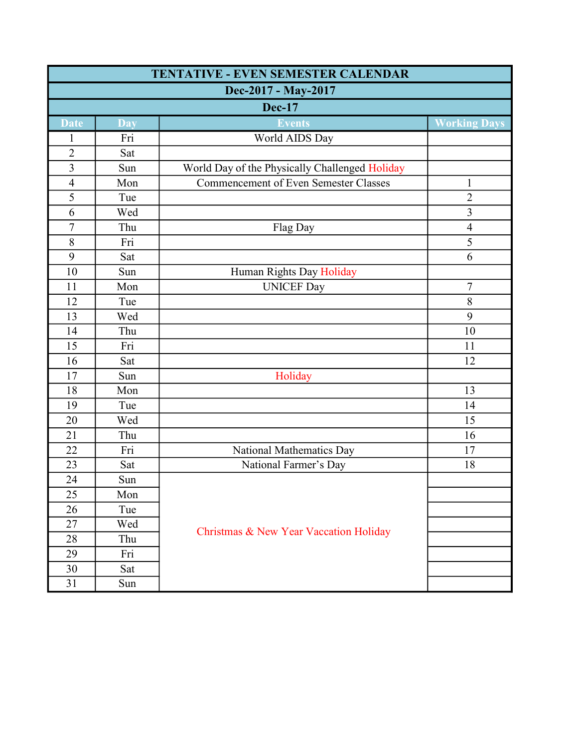| TENTATIVE - EVEN SEMESTER CALENDAR | | | |
|---|---|---|---|
| Dec-2017 - May-2017 | | | |
| Dec-17 | | | |
| Date | Day | Events | Working Days |
| 1 | Fri | World AIDS Day | |
| 2 | Sat | | |
| 3 | Sun | World Day of the Physically Challenged Holiday | |
| 4 | Mon | Commencement of Even Semester Classes | 1 |
| 5 | Tue | | 2 |
| 6 | Wed | | 3 |
| 7 | Thu | Flag Day | 4 |
| 8 | Fri | | 5 |
| 9 | Sat | | 6 |
| 10 | Sun | Human Rights Day Holiday | |
| 11 | Mon | UNICEF Day | 7 |
| 12 | Tue | | 8 |
| 13 | Wed | | 9 |
| 14 | Thu | | 10 |
| 15 | Fri | | 11 |
| 16 | Sat | | 12 |
| 17 | Sun | Holiday | |
| 18 | Mon | | 13 |
| 19 | Tue | | 14 |
| 20 | Wed | | 15 |
| 21 | Thu | | 16 |
| 22 | Fri | National Mathematics Day | 17 |
| 23 | Sat | National Farmer's Day | 18 |
| 24 | Sun | Christmas & New Year Vaccation Holiday | |
| 25 | Mon | | |
| 26 | Tue | | |
| 27 | Wed | | |
| 28 | Thu | | |
| 29 | Fri | | |
| 30 | Sat | | |
| 31 | Sun | | |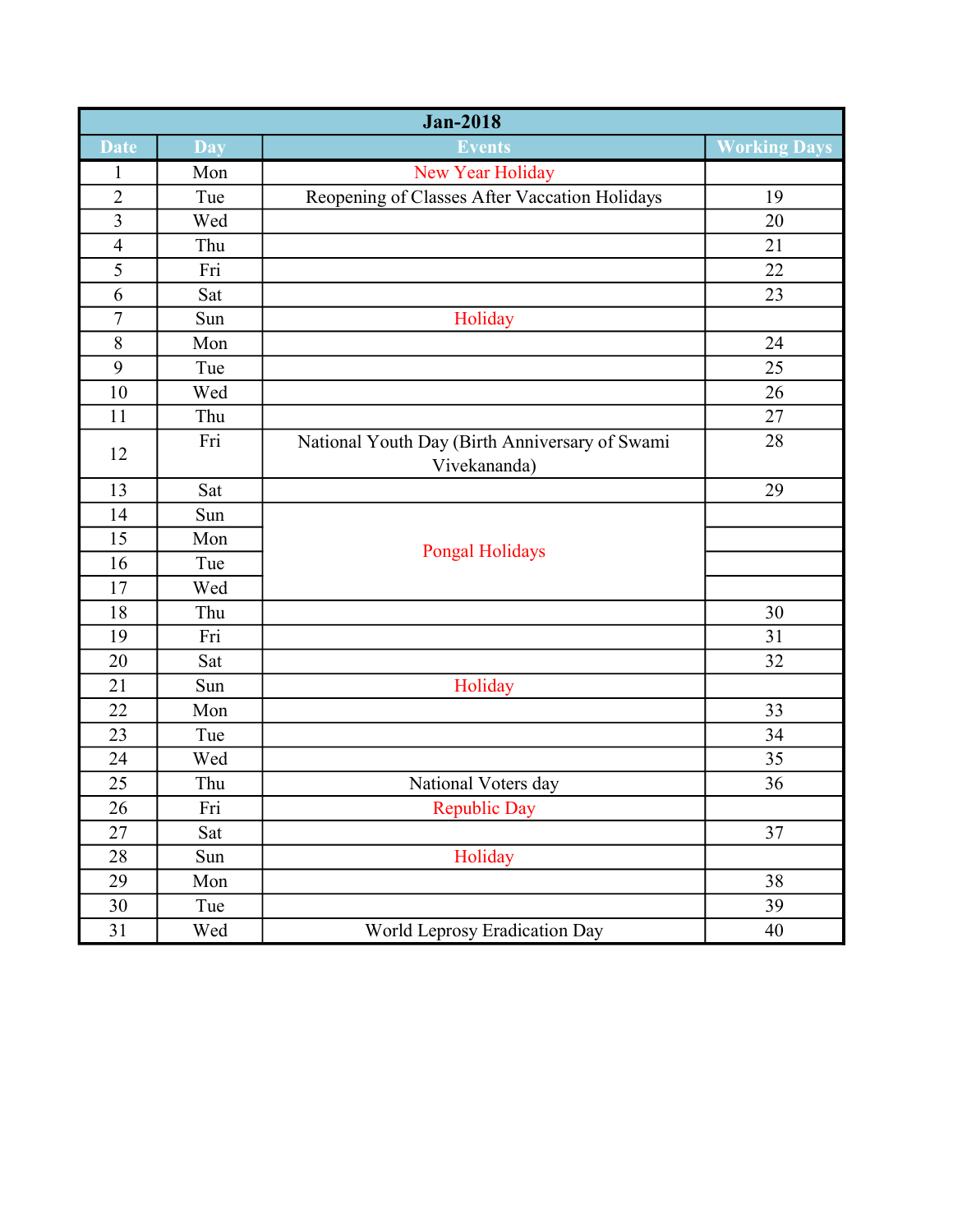| Jan-2018 | | | |
|---|---|---|---|
| Date | Day | Events | Working Days |
| 1 | Mon | New Year Holiday | |
| 2 | Tue | Reopening of Classes After Vaccation Holidays | 19 |
| 3 | Wed | | 20 |
| 4 | Thu | | 21 |
| 5 | Fri | | 22 |
| 6 | Sat | | 23 |
| 7 | Sun | Holiday | |
| 8 | Mon | | 24 |
| 9 | Tue | | 25 |
| 10 | Wed | | 26 |
| 11 | Thu | | 27 |
| 12 | Fri | National Youth Day (Birth Anniversary of Swami Vivekananda) | 28 |
| 13 | Sat | | 29 |
| 14 | Sun | Pongal Holidays | |
| 15 | Mon | | |
| 16 | Tue | | |
| 17 | Wed | | |
| 18 | Thu | | 30 |
| 19 | Fri | | 31 |
| 20 | Sat | | 32 |
| 21 | Sun | Holiday | |
| 22 | Mon | | 33 |
| 23 | Tue | | 34 |
| 24 | Wed | | 35 |
| 25 | Thu | National Voters day | 36 |
| 26 | Fri | Republic Day | |
| 27 | Sat | | 37 |
| 28 | Sun | Holiday | |
| 29 | Mon | | 38 |
| 30 | Tue | | 39 |
| 31 | Wed | World Leprosy Eradication Day | 40 |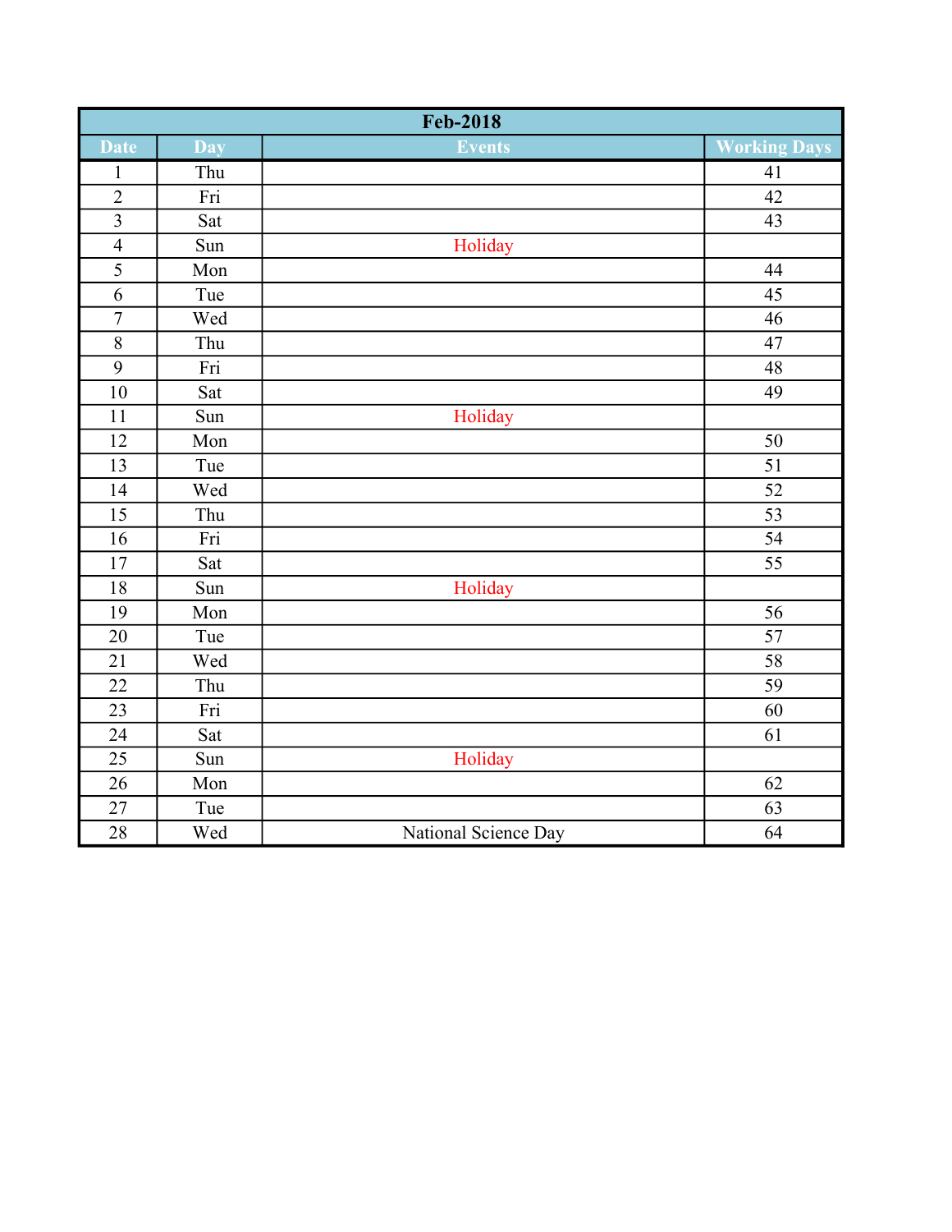| Feb-2018 | | | |
|---|---|---|---|
| Date | Day | Events | Working Days |
| 1 | Thu | | 41 |
| 2 | Fri | | 42 |
| 3 | Sat | | 43 |
| 4 | Sun | Holiday | |
| 5 | Mon | | 44 |
| 6 | Tue | | 45 |
| 7 | Wed | | 46 |
| 8 | Thu | | 47 |
| 9 | Fri | | 48 |
| 10 | Sat | | 49 |
| 11 | Sun | Holiday | |
| 12 | Mon | | 50 |
| 13 | Tue | | 51 |
| 14 | Wed | | 52 |
| 15 | Thu | | 53 |
| 16 | Fri | | 54 |
| 17 | Sat | | 55 |
| 18 | Sun | Holiday | |
| 19 | Mon | | 56 |
| 20 | Tue | | 57 |
| 21 | Wed | | 58 |
| 22 | Thu | | 59 |
| 23 | Fri | | 60 |
| 24 | Sat | | 61 |
| 25 | Sun | Holiday | |
| 26 | Mon | | 62 |
| 27 | Tue | | 63 |
| 28 | Wed | National Science Day | 64 |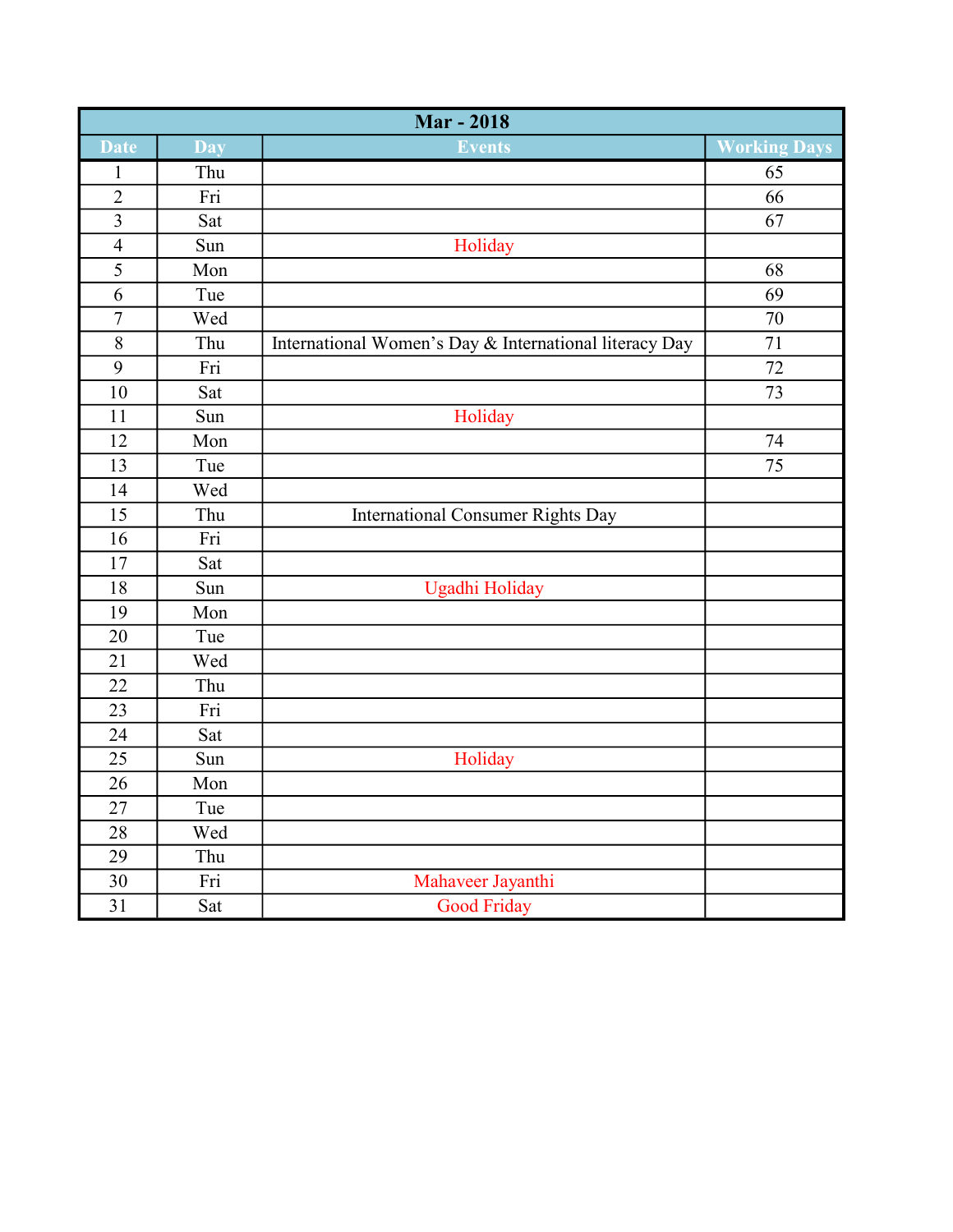| Mar - 2018 | | | |
|---|---|---|---|
| Date | Day | Events | Working Days |
| 1 | Thu | | 65 |
| 2 | Fri | | 66 |
| 3 | Sat | | 67 |
| 4 | Sun | Holiday | |
| 5 | Mon | | 68 |
| 6 | Tue | | 69 |
| 7 | Wed | | 70 |
| 8 | Thu | International Women’s Day & International literacy Day | 71 |
| 9 | Fri | | 72 |
| 10 | Sat | | 73 |
| 11 | Sun | Holiday | |
| 12 | Mon | | 74 |
| 13 | Tue | | 75 |
| 14 | Wed | | |
| 15 | Thu | International Consumer Rights Day | |
| 16 | Fri | | |
| 17 | Sat | | |
| 18 | Sun | Ugadhi Holiday | |
| 19 | Mon | | |
| 20 | Tue | | |
| 21 | Wed | | |
| 22 | Thu | | |
| 23 | Fri | | |
| 24 | Sat | | |
| 25 | Sun | Holiday | |
| 26 | Mon | | |
| 27 | Tue | | |
| 28 | Wed | | |
| 29 | Thu | | |
| 30 | Fri | Mahaveer Jayanthi | |
| 31 | Sat | Good Friday | |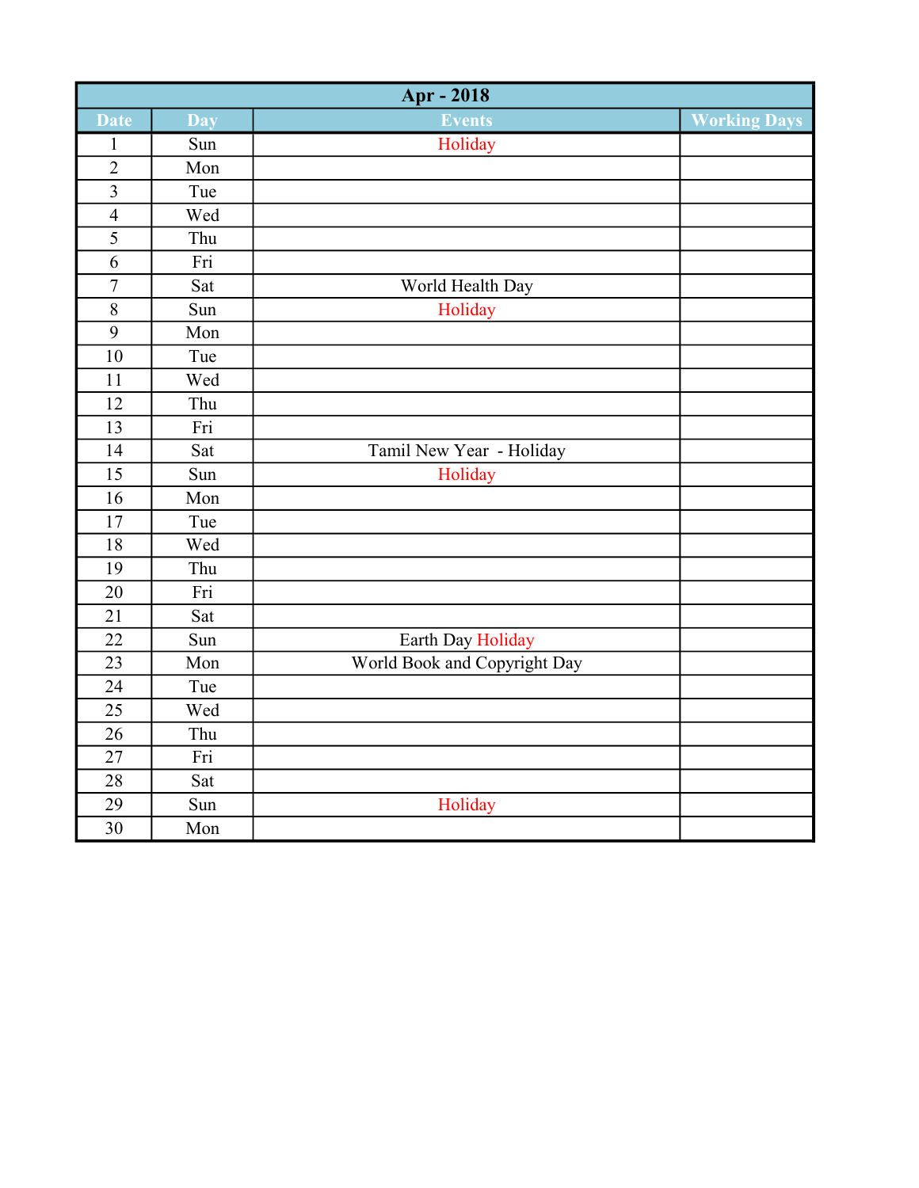| Apr - 2018 | | | |
|---|---|---|---|
| Date | Day | Events | Working Days |
| 1 | Sun | Holiday | |
| 2 | Mon | | |
| 3 | Tue | | |
| 4 | Wed | | |
| 5 | Thu | | |
| 6 | Fri | | |
| 7 | Sat | World Health Day | |
| 8 | Sun | Holiday | |
| 9 | Mon | | |
| 10 | Tue | | |
| 11 | Wed | | |
| 12 | Thu | | |
| 13 | Fri | | |
| 14 | Sat | Tamil New Year - Holiday | |
| 15 | Sun | Holiday | |
| 16 | Mon | | |
| 17 | Tue | | |
| 18 | Wed | | |
| 19 | Thu | | |
| 20 | Fri | | |
| 21 | Sat | | |
| 22 | Sun | Earth Day Holiday | |
| 23 | Mon | World Book and Copyright Day | |
| 24 | Tue | | |
| 25 | Wed | | |
| 26 | Thu | | |
| 27 | Fri | | |
| 28 | Sat | | |
| 29 | Sun | Holiday | |
| 30 | Mon | | |